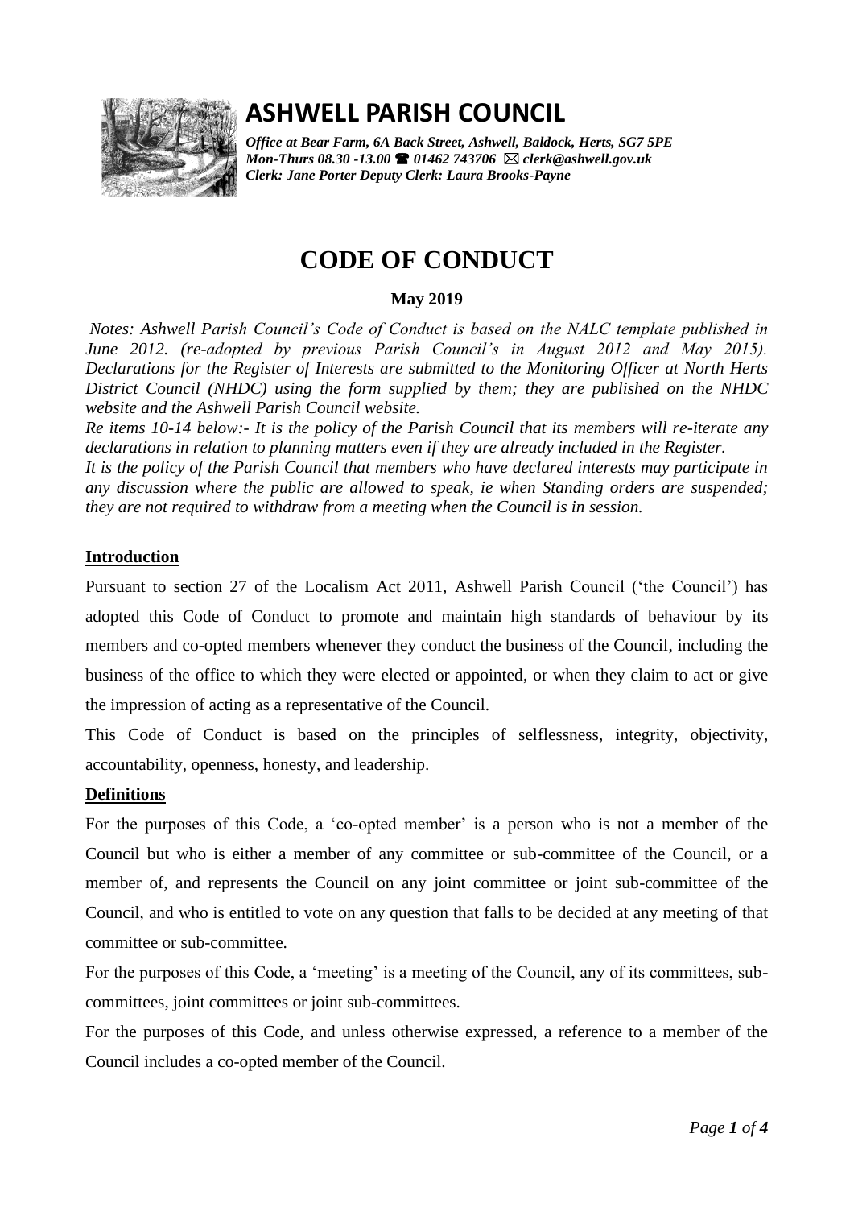# ASHWELL PARISH COUNCIL

***Office at Bear Farm, 6A Back Street, Ashwell, Baldock, Herts, SG7 5PE***
***Mon-Thurs 08.30 -13.00 ☎ 01462 743706 ✉ clerk@ashwell.gov.uk***
***Clerk: Jane Porter Deputy Clerk: Laura Brooks-Payne***

# CODE OF CONDUCT

**May 2019**

*Notes: Ashwell Parish Council's Code of Conduct is based on the NALC template published in June 2012. (re-adopted by previous Parish Council's in August 2012 and May 2015). Declarations for the Register of Interests are submitted to the Monitoring Officer at North Herts District Council (NHDC) using the form supplied by them; they are published on the NHDC website and the Ashwell Parish Council website.*

*Re items 10-14 below:- It is the policy of the Parish Council that its members will re-iterate any declarations in relation to planning matters even if they are already included in the Register.*

*It is the policy of the Parish Council that members who have declared interests may participate in any discussion where the public are allowed to speak, ie when Standing orders are suspended; they are not required to withdraw from a meeting when the Council is in session.*

## Introduction

Pursuant to section 27 of the Localism Act 2011, Ashwell Parish Council ('the Council') has adopted this Code of Conduct to promote and maintain high standards of behaviour by its members and co-opted members whenever they conduct the business of the Council, including the business of the office to which they were elected or appointed, or when they claim to act or give the impression of acting as a representative of the Council.

This Code of Conduct is based on the principles of selflessness, integrity, objectivity, accountability, openness, honesty, and leadership.

## Definitions

For the purposes of this Code, a 'co-opted member' is a person who is not a member of the Council but who is either a member of any committee or sub-committee of the Council, or a member of, and represents the Council on any joint committee or joint sub-committee of the Council, and who is entitled to vote on any question that falls to be decided at any meeting of that committee or sub-committee.

For the purposes of this Code, a 'meeting' is a meeting of the Council, any of its committees, sub-committees, joint committees or joint sub-committees.

For the purposes of this Code, and unless otherwise expressed, a reference to a member of the Council includes a co-opted member of the Council.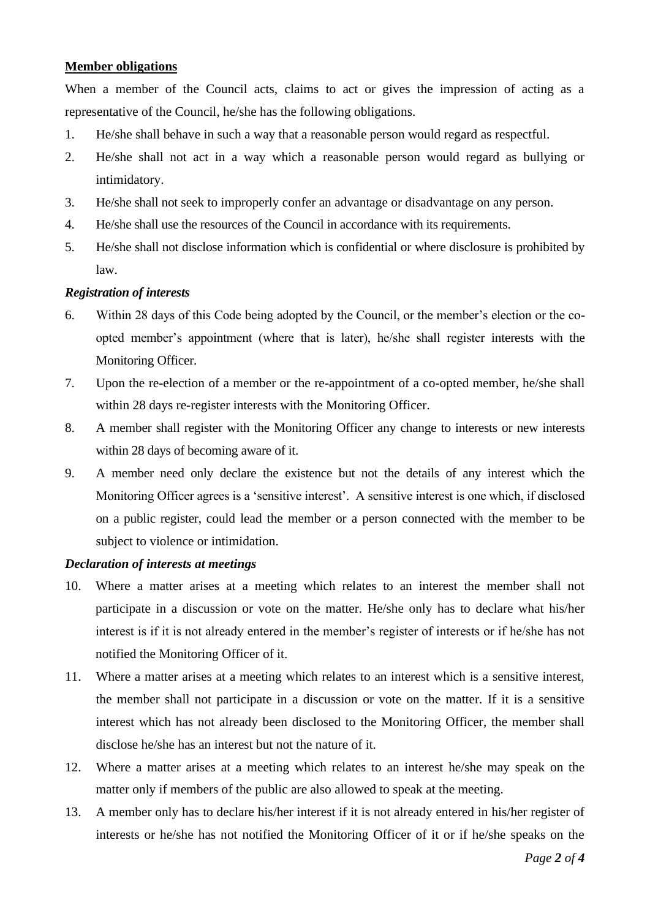**Member obligations**

When a member of the Council acts, claims to act or gives the impression of acting as a representative of the Council, he/she has the following obligations.

1. He/she shall behave in such a way that a reasonable person would regard as respectful.
2. He/she shall not act in a way which a reasonable person would regard as bullying or intimidatory.
3. He/she shall not seek to improperly confer an advantage or disadvantage on any person.
4. He/she shall use the resources of the Council in accordance with its requirements.
5. He/she shall not disclose information which is confidential or where disclosure is prohibited by law.

***Registration of interests***

6. Within 28 days of this Code being adopted by the Council, or the member's election or the co-opted member's appointment (where that is later), he/she shall register interests with the Monitoring Officer.
7. Upon the re-election of a member or the re-appointment of a co-opted member, he/she shall within 28 days re-register interests with the Monitoring Officer.
8. A member shall register with the Monitoring Officer any change to interests or new interests within 28 days of becoming aware of it.
9. A member need only declare the existence but not the details of any interest which the Monitoring Officer agrees is a 'sensitive interest'. A sensitive interest is one which, if disclosed on a public register, could lead the member or a person connected with the member to be subject to violence or intimidation.

***Declaration of interests at meetings***

10. Where a matter arises at a meeting which relates to an interest the member shall not participate in a discussion or vote on the matter. He/she only has to declare what his/her interest is if it is not already entered in the member's register of interests or if he/she has not notified the Monitoring Officer of it.
11. Where a matter arises at a meeting which relates to an interest which is a sensitive interest, the member shall not participate in a discussion or vote on the matter. If it is a sensitive interest which has not already been disclosed to the Monitoring Officer, the member shall disclose he/she has an interest but not the nature of it.
12. Where a matter arises at a meeting which relates to an interest he/she may speak on the matter only if members of the public are also allowed to speak at the meeting.
13. A member only has to declare his/her interest if it is not already entered in his/her register of interests or he/she has not notified the Monitoring Officer of it or if he/she speaks on the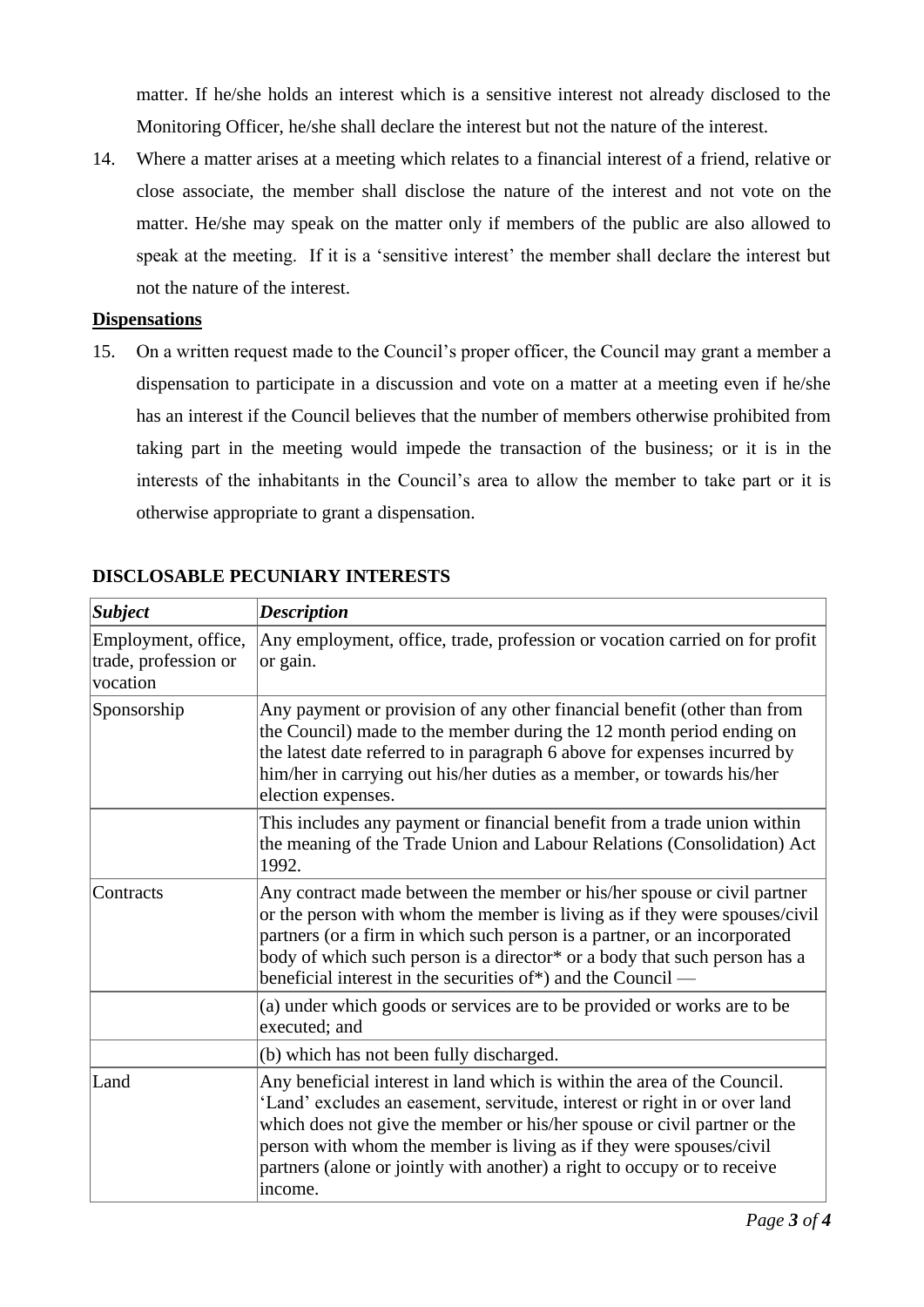matter. If he/she holds an interest which is a sensitive interest not already disclosed to the Monitoring Officer, he/she shall declare the interest but not the nature of the interest.

14. Where a matter arises at a meeting which relates to a financial interest of a friend, relative or close associate, the member shall disclose the nature of the interest and not vote on the matter. He/she may speak on the matter only if members of the public are also allowed to speak at the meeting. If it is a 'sensitive interest' the member shall declare the interest but not the nature of the interest.

**Dispensations**

15. On a written request made to the Council's proper officer, the Council may grant a member a dispensation to participate in a discussion and vote on a matter at a meeting even if he/she has an interest if the Council believes that the number of members otherwise prohibited from taking part in the meeting would impede the transaction of the business; or it is in the interests of the inhabitants in the Council's area to allow the member to take part or it is otherwise appropriate to grant a dispensation.

**DISCLOSABLE PECUNIARY INTERESTS**

| *Subject* | *Description* |
|---|---|
| Employment, office, trade, profession or vocation | Any employment, office, trade, profession or vocation carried on for profit or gain. |
| Sponsorship | Any payment or provision of any other financial benefit (other than from the Council) made to the member during the 12 month period ending on the latest date referred to in paragraph 6 above for expenses incurred by him/her in carrying out his/her duties as a member, or towards his/her election expenses. |
| | This includes any payment or financial benefit from a trade union within the meaning of the Trade Union and Labour Relations (Consolidation) Act 1992. |
| Contracts | Any contract made between the member or his/her spouse or civil partner or the person with whom the member is living as if they were spouses/civil partners (or a firm in which such person is a partner, or an incorporated body of which such person is a director* or a body that such person has a beneficial interest in the securities of*) and the Council — |
| | (a) under which goods or services are to be provided or works are to be executed; and |
| | (b) which has not been fully discharged. |
| Land | Any beneficial interest in land which is within the area of the Council. 'Land' excludes an easement, servitude, interest or right in or over land which does not give the member or his/her spouse or civil partner or the person with whom the member is living as if they were spouses/civil partners (alone or jointly with another) a right to occupy or to receive income. |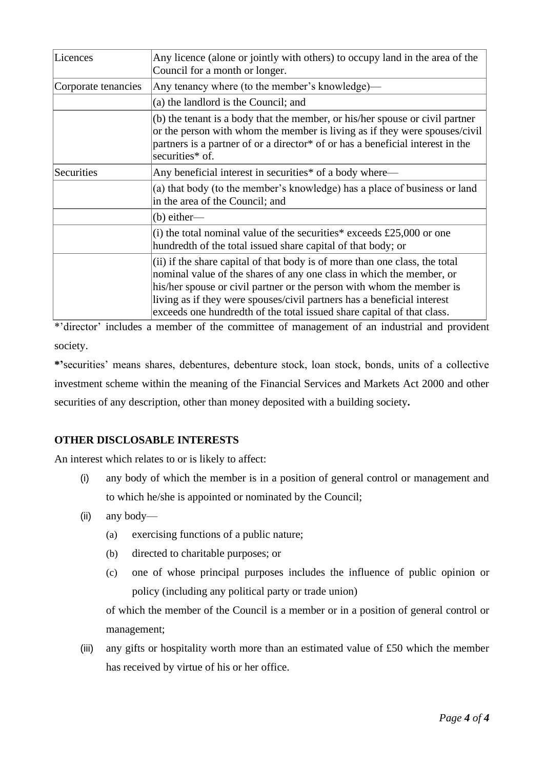| | |
|---|---|
| Licences | Any licence (alone or jointly with others) to occupy land in the area of the Council for a month or longer. |
| Corporate tenancies | Any tenancy where (to the member's knowledge)— |
| | (a) the landlord is the Council; and |
| | (b) the tenant is a body that the member, or his/her spouse or civil partner or the person with whom the member is living as if they were spouses/civil partners is a partner of or a director* of or has a beneficial interest in the securities* of. |
| Securities | Any beneficial interest in securities* of a body where— |
| | (a) that body (to the member's knowledge) has a place of business or land in the area of the Council; and |
| | (b) either— |
| | (i) the total nominal value of the securities* exceeds £25,000 or one hundredth of the total issued share capital of that body; or |
| | (ii) if the share capital of that body is of more than one class, the total nominal value of the shares of any one class in which the member, or his/her spouse or civil partner or the person with whom the member is living as if they were spouses/civil partners has a beneficial interest exceeds one hundredth of the total issued share capital of that class. |

*'director' includes a member of the committee of management of an industrial and provident society.

**\*'**securities' means shares, debentures, debenture stock, loan stock, bonds, units of a collective investment scheme within the meaning of the Financial Services and Markets Act 2000 and other securities of any description, other than money deposited with a building society**.**

**OTHER DISCLOSABLE INTERESTS**

An interest which relates to or is likely to affect:

(i) any body of which the member is in a position of general control or management and to which he/she is appointed or nominated by the Council;

(ii) any body—

  (a) exercising functions of a public nature;

  (b) directed to charitable purposes; or

  (c) one of whose principal purposes includes the influence of public opinion or policy (including any political party or trade union)

  of which the member of the Council is a member or in a position of general control or management;

(iii) any gifts or hospitality worth more than an estimated value of £50 which the member has received by virtue of his or her office.